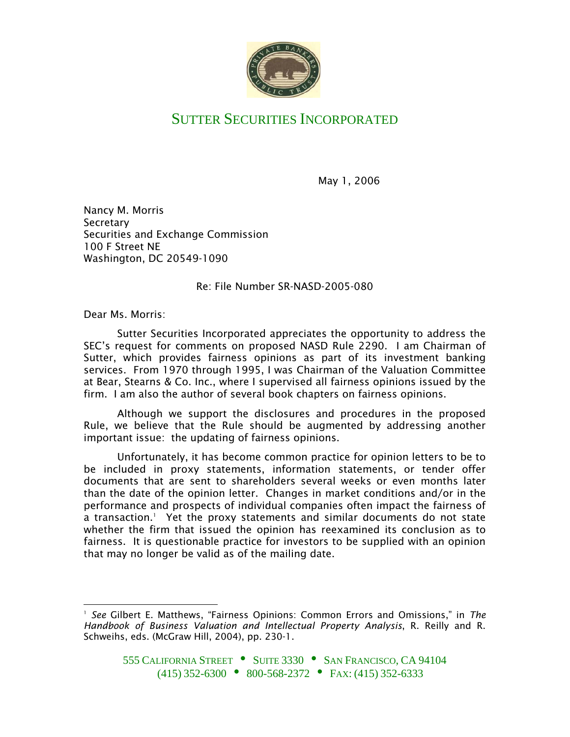# SUTTER SECURITIES INCORPORATED

May 1, 2006

Nancy M. Morris
Secretary
Securities and Exchange Commission
100 F Street NE
Washington, DC 20549-1090

Re: File Number SR-NASD-2005-080

Dear Ms. Morris:

Sutter Securities Incorporated appreciates the opportunity to address the SEC's request for comments on proposed NASD Rule 2290. I am Chairman of Sutter, which provides fairness opinions as part of its investment banking services. From 1970 through 1995, I was Chairman of the Valuation Committee at Bear, Stearns & Co. Inc., where I supervised all fairness opinions issued by the firm. I am also the author of several book chapters on fairness opinions.

Although we support the disclosures and procedures in the proposed Rule, we believe that the Rule should be augmented by addressing another important issue: the updating of fairness opinions.

Unfortunately, it has become common practice for opinion letters to be to be included in proxy statements, information statements, or tender offer documents that are sent to shareholders several weeks or even months later than the date of the opinion letter. Changes in market conditions and/or in the performance and prospects of individual companies often impact the fairness of a transaction.[1] Yet the proxy statements and similar documents do not state whether the firm that issued the opinion has reexamined its conclusion as to fairness. It is questionable practice for investors to be supplied with an opinion that may no longer be valid as of the mailing date.

[1] *See* Gilbert E. Matthews, "Fairness Opinions: Common Errors and Omissions," in *The Handbook of Business Valuation and Intellectual Property Analysis*, R. Reilly and R. Schweihs, eds. (McGraw Hill, 2004), pp. 230-1.

555 CALIFORNIA STREET • SUITE 3330 • SAN FRANCISCO, CA 94104
(415) 352-6300 • 800-568-2372 • FAX: (415) 352-6333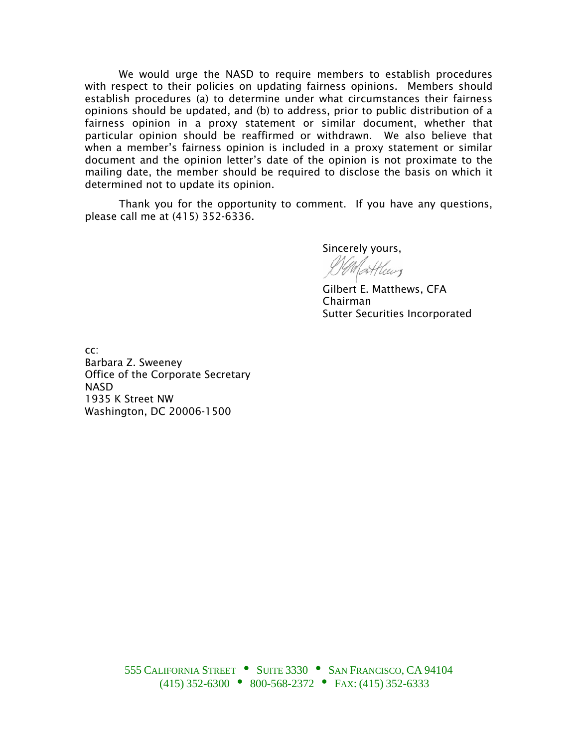We would urge the NASD to require members to establish procedures with respect to their policies on updating fairness opinions. Members should establish procedures (a) to determine under what circumstances their fairness opinions should be updated, and (b) to address, prior to public distribution of a fairness opinion in a proxy statement or similar document, whether that particular opinion should be reaffirmed or withdrawn. We also believe that when a member's fairness opinion is included in a proxy statement or similar document and the opinion letter's date of the opinion is not proximate to the mailing date, the member should be required to disclose the basis on which it determined not to update its opinion.

Thank you for the opportunity to comment. If you have any questions, please call me at (415) 352-6336.

Sincerely yours,

Gilbert E. Matthews, CFA  
Chairman  
Sutter Securities Incorporated

cc:  
Barbara Z. Sweeney  
Office of the Corporate Secretary  
NASD  
1935 K Street NW  
Washington, DC 20006-1500

555 California Street • Suite 3330 • San Francisco, CA 94104  
(415) 352-6300 • 800-568-2372 • Fax: (415) 352-6333